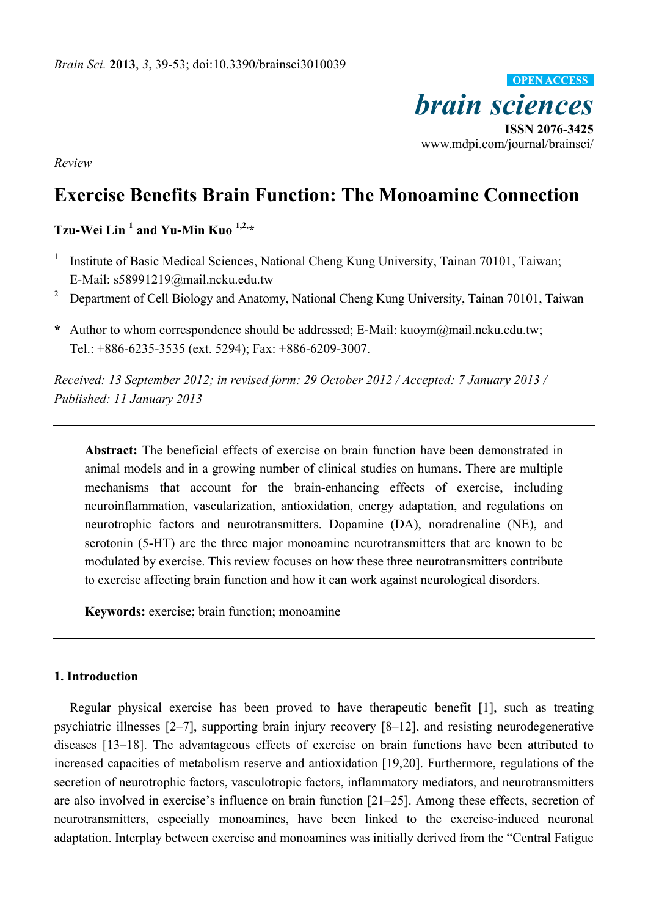*Review*

# Exercise Benefits Brain Function: The Monoamine Connection

**Tzu-Wei Lin [1] and Yu-Min Kuo [1,2,*]**

[1] Institute of Basic Medical Sciences, National Cheng Kung University, Tainan 70101, Taiwan; E-Mail: s58991219@mail.ncku.edu.tw

[2] Department of Cell Biology and Anatomy, National Cheng Kung University, Tainan 70101, Taiwan

**\*** Author to whom correspondence should be addressed; E-Mail: kuoym@mail.ncku.edu.tw; Tel.: +886-6235-3535 (ext. 5294); Fax: +886-6209-3007.

*Received: 13 September 2012; in revised form: 29 October 2012 / Accepted: 7 January 2013 / Published: 11 January 2013*

---

**Abstract:** The beneficial effects of exercise on brain function have been demonstrated in animal models and in a growing number of clinical studies on humans. There are multiple mechanisms that account for the brain-enhancing effects of exercise, including neuroinflammation, vascularization, antioxidation, energy adaptation, and regulations on neurotrophic factors and neurotransmitters. Dopamine (DA), noradrenaline (NE), and serotonin (5-HT) are the three major monoamine neurotransmitters that are known to be modulated by exercise. This review focuses on how these three neurotransmitters contribute to exercise affecting brain function and how it can work against neurological disorders.

**Keywords:** exercise; brain function; monoamine

---

## 1. Introduction

Regular physical exercise has been proved to have therapeutic benefit [1], such as treating psychiatric illnesses [2–7], supporting brain injury recovery [8–12], and resisting neurodegenerative diseases [13–18]. The advantageous effects of exercise on brain functions have been attributed to increased capacities of metabolism reserve and antioxidation [19,20]. Furthermore, regulations of the secretion of neurotrophic factors, vasculotropic factors, inflammatory mediators, and neurotransmitters are also involved in exercise's influence on brain function [21–25]. Among these effects, secretion of neurotransmitters, especially monoamines, have been linked to the exercise-induced neuronal adaptation. Interplay between exercise and monoamines was initially derived from the "Central Fatigue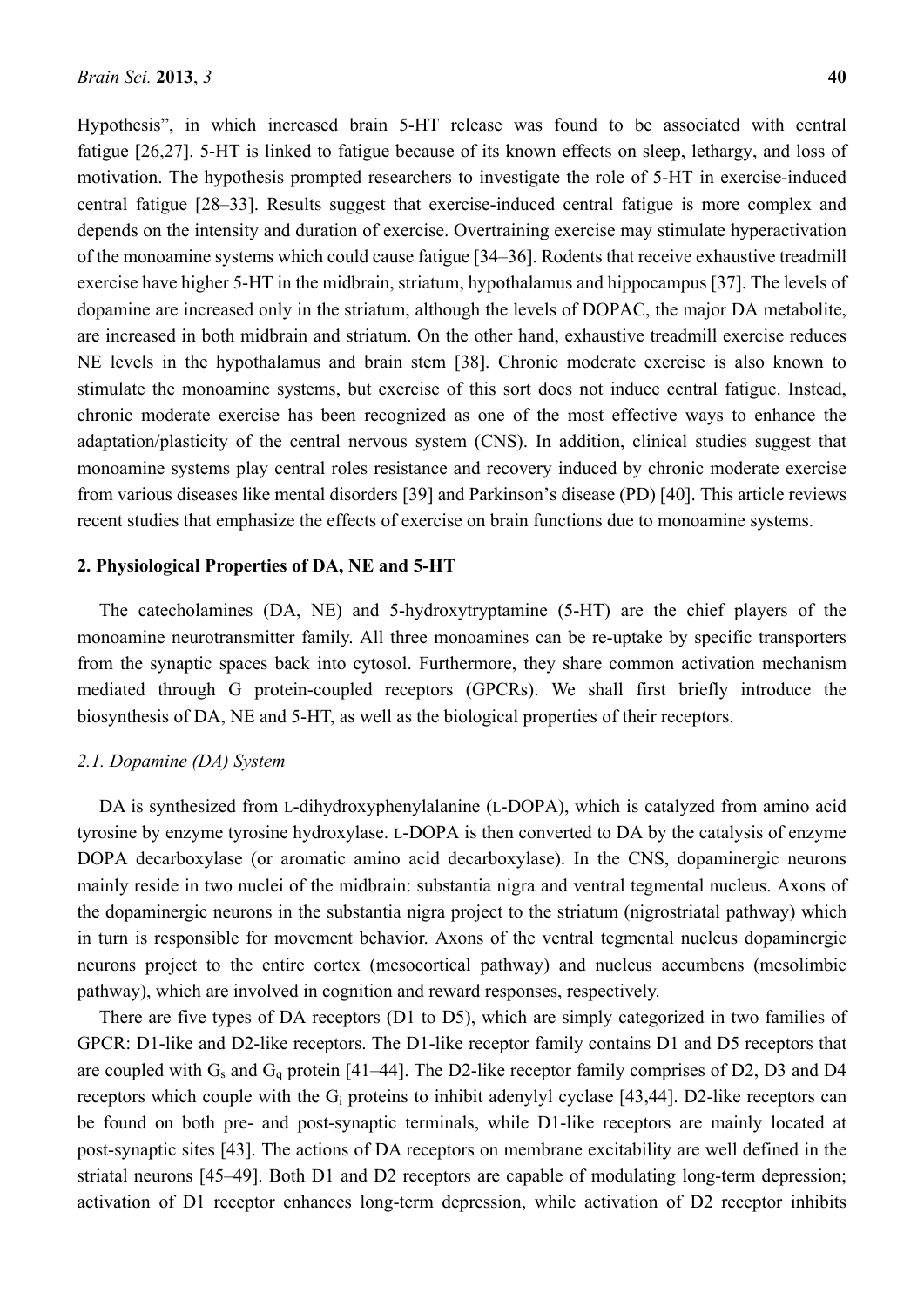Hypothesis", in which increased brain 5-HT release was found to be associated with central fatigue [26,27]. 5-HT is linked to fatigue because of its known effects on sleep, lethargy, and loss of motivation. The hypothesis prompted researchers to investigate the role of 5-HT in exercise-induced central fatigue [28–33]. Results suggest that exercise-induced central fatigue is more complex and depends on the intensity and duration of exercise. Overtraining exercise may stimulate hyperactivation of the monoamine systems which could cause fatigue [34–36]. Rodents that receive exhaustive treadmill exercise have higher 5-HT in the midbrain, striatum, hypothalamus and hippocampus [37]. The levels of dopamine are increased only in the striatum, although the levels of DOPAC, the major DA metabolite, are increased in both midbrain and striatum. On the other hand, exhaustive treadmill exercise reduces NE levels in the hypothalamus and brain stem [38]. Chronic moderate exercise is also known to stimulate the monoamine systems, but exercise of this sort does not induce central fatigue. Instead, chronic moderate exercise has been recognized as one of the most effective ways to enhance the adaptation/plasticity of the central nervous system (CNS). In addition, clinical studies suggest that monoamine systems play central roles resistance and recovery induced by chronic moderate exercise from various diseases like mental disorders [39] and Parkinson's disease (PD) [40]. This article reviews recent studies that emphasize the effects of exercise on brain functions due to monoamine systems.

## 2. Physiological Properties of DA, NE and 5-HT

The catecholamines (DA, NE) and 5-hydroxytryptamine (5-HT) are the chief players of the monoamine neurotransmitter family. All three monoamines can be re-uptake by specific transporters from the synaptic spaces back into cytosol. Furthermore, they share common activation mechanism mediated through G protein-coupled receptors (GPCRs). We shall first briefly introduce the biosynthesis of DA, NE and 5-HT, as well as the biological properties of their receptors.

### *2.1. Dopamine (DA) System*

DA is synthesized from L-dihydroxyphenylalanine (L-DOPA), which is catalyzed from amino acid tyrosine by enzyme tyrosine hydroxylase. L-DOPA is then converted to DA by the catalysis of enzyme DOPA decarboxylase (or aromatic amino acid decarboxylase). In the CNS, dopaminergic neurons mainly reside in two nuclei of the midbrain: substantia nigra and ventral tegmental nucleus. Axons of the dopaminergic neurons in the substantia nigra project to the striatum (nigrostriatal pathway) which in turn is responsible for movement behavior. Axons of the ventral tegmental nucleus dopaminergic neurons project to the entire cortex (mesocortical pathway) and nucleus accumbens (mesolimbic pathway), which are involved in cognition and reward responses, respectively.

There are five types of DA receptors (D1 to D5), which are simply categorized in two families of GPCR: D1-like and D2-like receptors. The D1-like receptor family contains D1 and D5 receptors that are coupled with $G_s$ and $G_q$ protein [41–44]. The D2-like receptor family comprises of D2, D3 and D4 receptors which couple with the $G_i$ proteins to inhibit adenylyl cyclase [43,44]. D2-like receptors can be found on both pre- and post-synaptic terminals, while D1-like receptors are mainly located at post-synaptic sites [43]. The actions of DA receptors on membrane excitability are well defined in the striatal neurons [45–49]. Both D1 and D2 receptors are capable of modulating long-term depression; activation of D1 receptor enhances long-term depression, while activation of D2 receptor inhibits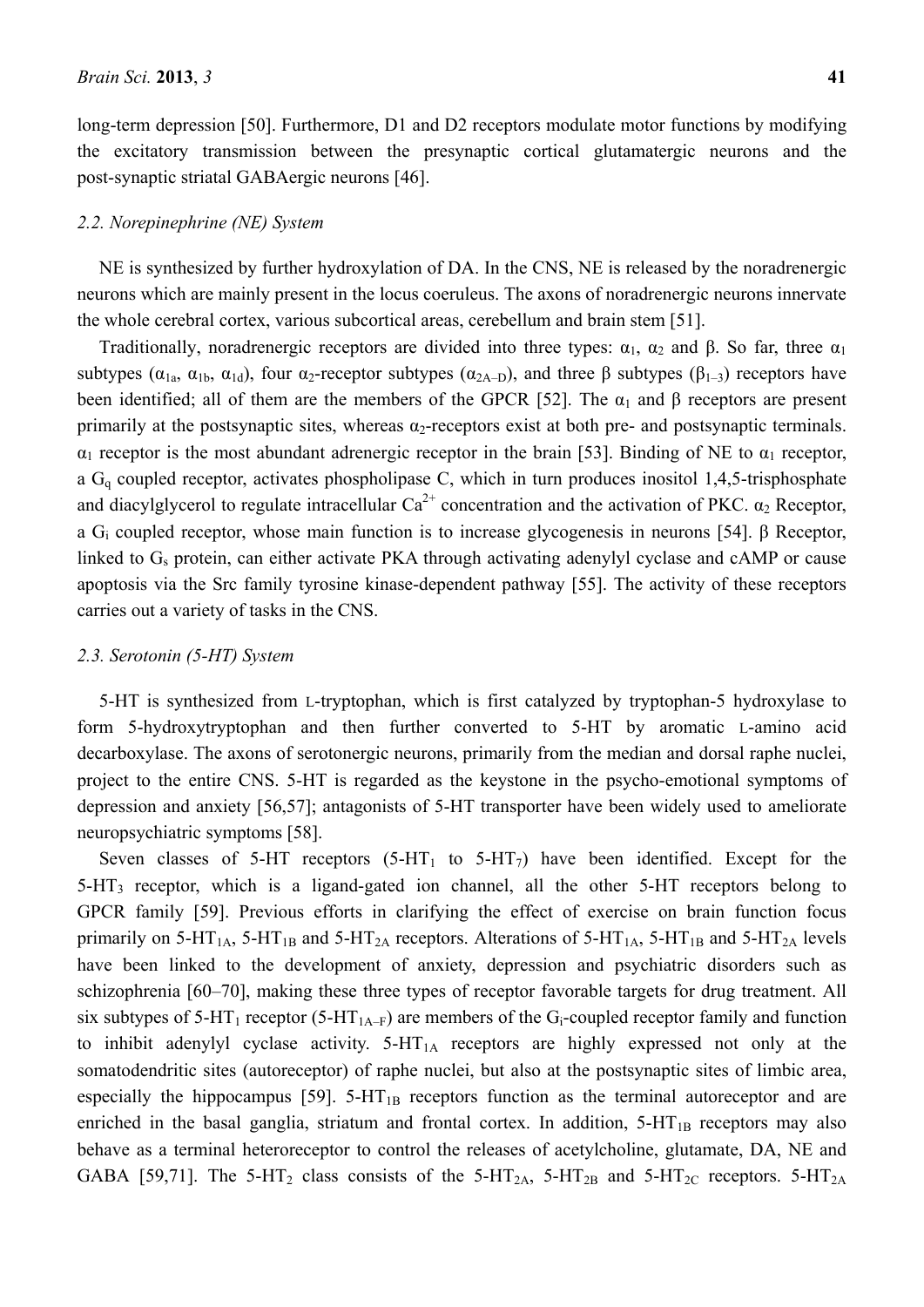long-term depression [50]. Furthermore, D1 and D2 receptors modulate motor functions by modifying the excitatory transmission between the presynaptic cortical glutamatergic neurons and the post-synaptic striatal GABAergic neurons [46].

### *2.2. Norepinephrine (NE) System*

NE is synthesized by further hydroxylation of DA. In the CNS, NE is released by the noradrenergic neurons which are mainly present in the locus coeruleus. The axons of noradrenergic neurons innervate the whole cerebral cortex, various subcortical areas, cerebellum and brain stem [51].

Traditionally, noradrenergic receptors are divided into three types: $\alpha_1$, $\alpha_2$ and β. So far, three $\alpha_1$ subtypes ($\alpha_{1a}$, $\alpha_{1b}$, $\alpha_{1d}$), four $\alpha_2$-receptor subtypes ($\alpha_{2A–D}$), and three β subtypes ($\beta_{1–3}$) receptors have been identified; all of them are the members of the GPCR [52]. The $\alpha_1$ and β receptors are present primarily at the postsynaptic sites, whereas $\alpha_2$-receptors exist at both pre- and postsynaptic terminals. $\alpha_1$ receptor is the most abundant adrenergic receptor in the brain [53]. Binding of NE to $\alpha_1$ receptor, a $G_q$ coupled receptor, activates phospholipase C, which in turn produces inositol 1,4,5-trisphosphate and diacylglycerol to regulate intracellular $Ca^{2+}$ concentration and the activation of PKC. $\alpha_2$ Receptor, a $G_i$ coupled receptor, whose main function is to increase glycogenesis in neurons [54]. β Receptor, linked to $G_s$ protein, can either activate PKA through activating adenylyl cyclase and cAMP or cause apoptosis via the Src family tyrosine kinase-dependent pathway [55]. The activity of these receptors carries out a variety of tasks in the CNS.

### *2.3. Serotonin (5-HT) System*

5-HT is synthesized from L-tryptophan, which is first catalyzed by tryptophan-5 hydroxylase to form 5-hydroxytryptophan and then further converted to 5-HT by aromatic L-amino acid decarboxylase. The axons of serotonergic neurons, primarily from the median and dorsal raphe nuclei, project to the entire CNS. 5-HT is regarded as the keystone in the psycho-emotional symptoms of depression and anxiety [56,57]; antagonists of 5-HT transporter have been widely used to ameliorate neuropsychiatric symptoms [58].

Seven classes of 5-HT receptors (5-$HT_1$ to 5-$HT_7$) have been identified. Except for the 5-$HT_3$ receptor, which is a ligand-gated ion channel, all the other 5-HT receptors belong to GPCR family [59]. Previous efforts in clarifying the effect of exercise on brain function focus primarily on 5-$HT_{1A}$, 5-$HT_{1B}$ and 5-$HT_{2A}$ receptors. Alterations of 5-$HT_{1A}$, 5-$HT_{1B}$ and 5-$HT_{2A}$ levels have been linked to the development of anxiety, depression and psychiatric disorders such as schizophrenia [60–70], making these three types of receptor favorable targets for drug treatment. All six subtypes of 5-$HT_1$ receptor (5-$HT_{1A–F}$) are members of the $G_i$-coupled receptor family and function to inhibit adenylyl cyclase activity. 5-$HT_{1A}$ receptors are highly expressed not only at the somatodendritic sites (autoreceptor) of raphe nuclei, but also at the postsynaptic sites of limbic area, especially the hippocampus [59]. 5-$HT_{1B}$ receptors function as the terminal autoreceptor and are enriched in the basal ganglia, striatum and frontal cortex. In addition, 5-$HT_{1B}$ receptors may also behave as a terminal heteroreceptor to control the releases of acetylcholine, glutamate, DA, NE and GABA [59,71]. The 5-$HT_2$ class consists of the 5-$HT_{2A}$, 5-$HT_{2B}$ and 5-$HT_{2C}$ receptors. 5-$HT_{2A}$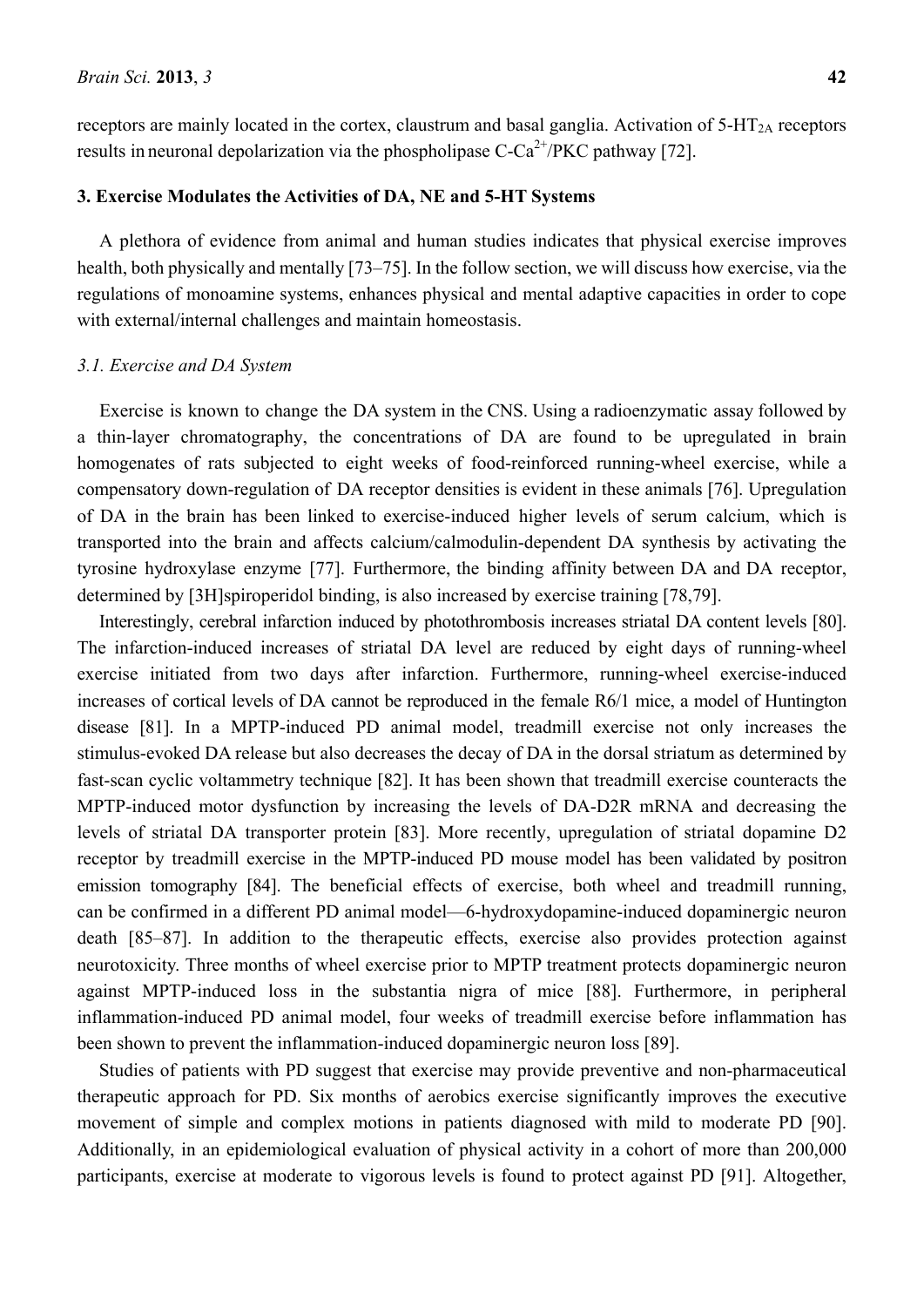receptors are mainly located in the cortex, claustrum and basal ganglia. Activation of 5-$HT_{2A}$ receptors results in neuronal depolarization via the phospholipase C-$Ca^{2+}$/PKC pathway [72].

## 3. Exercise Modulates the Activities of DA, NE and 5-HT Systems

A plethora of evidence from animal and human studies indicates that physical exercise improves health, both physically and mentally [73–75]. In the follow section, we will discuss how exercise, via the regulations of monoamine systems, enhances physical and mental adaptive capacities in order to cope with external/internal challenges and maintain homeostasis.

### *3.1. Exercise and DA System*

Exercise is known to change the DA system in the CNS. Using a radioenzymatic assay followed by a thin-layer chromatography, the concentrations of DA are found to be upregulated in brain homogenates of rats subjected to eight weeks of food-reinforced running-wheel exercise, while a compensatory down-regulation of DA receptor densities is evident in these animals [76]. Upregulation of DA in the brain has been linked to exercise-induced higher levels of serum calcium, which is transported into the brain and affects calcium/calmodulin-dependent DA synthesis by activating the tyrosine hydroxylase enzyme [77]. Furthermore, the binding affinity between DA and DA receptor, determined by [3H]spiroperidol binding, is also increased by exercise training [78,79].

Interestingly, cerebral infarction induced by photothrombosis increases striatal DA content levels [80]. The infarction-induced increases of striatal DA level are reduced by eight days of running-wheel exercise initiated from two days after infarction. Furthermore, running-wheel exercise-induced increases of cortical levels of DA cannot be reproduced in the female R6/1 mice, a model of Huntington disease [81]. In a MPTP-induced PD animal model, treadmill exercise not only increases the stimulus-evoked DA release but also decreases the decay of DA in the dorsal striatum as determined by fast-scan cyclic voltammetry technique [82]. It has been shown that treadmill exercise counteracts the MPTP-induced motor dysfunction by increasing the levels of DA-D2R mRNA and decreasing the levels of striatal DA transporter protein [83]. More recently, upregulation of striatal dopamine D2 receptor by treadmill exercise in the MPTP-induced PD mouse model has been validated by positron emission tomography [84]. The beneficial effects of exercise, both wheel and treadmill running, can be confirmed in a different PD animal model—6-hydroxydopamine-induced dopaminergic neuron death [85–87]. In addition to the therapeutic effects, exercise also provides protection against neurotoxicity. Three months of wheel exercise prior to MPTP treatment protects dopaminergic neuron against MPTP-induced loss in the substantia nigra of mice [88]. Furthermore, in peripheral inflammation-induced PD animal model, four weeks of treadmill exercise before inflammation has been shown to prevent the inflammation-induced dopaminergic neuron loss [89].

Studies of patients with PD suggest that exercise may provide preventive and non-pharmaceutical therapeutic approach for PD. Six months of aerobics exercise significantly improves the executive movement of simple and complex motions in patients diagnosed with mild to moderate PD [90]. Additionally, in an epidemiological evaluation of physical activity in a cohort of more than 200,000 participants, exercise at moderate to vigorous levels is found to protect against PD [91]. Altogether,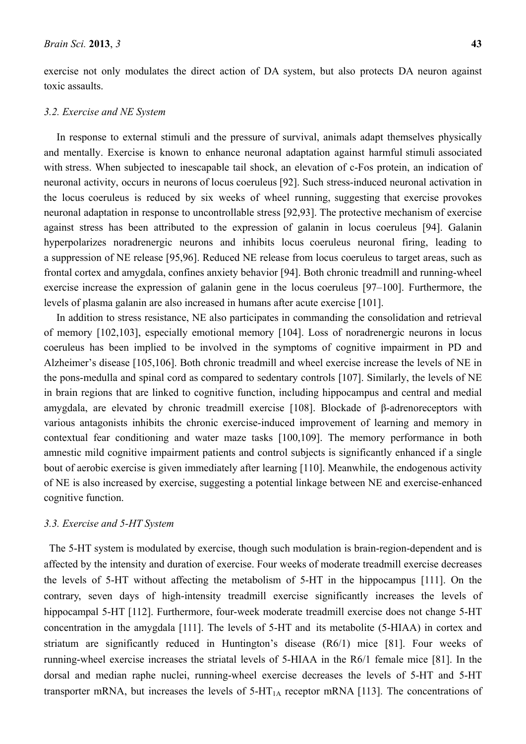exercise not only modulates the direct action of DA system, but also protects DA neuron against toxic assaults.

### *3.2. Exercise and NE System*

In response to external stimuli and the pressure of survival, animals adapt themselves physically and mentally. Exercise is known to enhance neuronal adaptation against harmful stimuli associated with stress. When subjected to inescapable tail shock, an elevation of c-Fos protein, an indication of neuronal activity, occurs in neurons of locus coeruleus [92]. Such stress-induced neuronal activation in the locus coeruleus is reduced by six weeks of wheel running, suggesting that exercise provokes neuronal adaptation in response to uncontrollable stress [92,93]. The protective mechanism of exercise against stress has been attributed to the expression of galanin in locus coeruleus [94]. Galanin hyperpolarizes noradrenergic neurons and inhibits locus coeruleus neuronal firing, leading to a suppression of NE release [95,96]. Reduced NE release from locus coeruleus to target areas, such as frontal cortex and amygdala, confines anxiety behavior [94]. Both chronic treadmill and running-wheel exercise increase the expression of galanin gene in the locus coeruleus [97–100]. Furthermore, the levels of plasma galanin are also increased in humans after acute exercise [101].

In addition to stress resistance, NE also participates in commanding the consolidation and retrieval of memory [102,103], especially emotional memory [104]. Loss of noradrenergic neurons in locus coeruleus has been implied to be involved in the symptoms of cognitive impairment in PD and Alzheimer's disease [105,106]. Both chronic treadmill and wheel exercise increase the levels of NE in the pons-medulla and spinal cord as compared to sedentary controls [107]. Similarly, the levels of NE in brain regions that are linked to cognitive function, including hippocampus and central and medial amygdala, are elevated by chronic treadmill exercise [108]. Blockade of β-adrenoreceptors with various antagonists inhibits the chronic exercise-induced improvement of learning and memory in contextual fear conditioning and water maze tasks [100,109]. The memory performance in both amnestic mild cognitive impairment patients and control subjects is significantly enhanced if a single bout of aerobic exercise is given immediately after learning [110]. Meanwhile, the endogenous activity of NE is also increased by exercise, suggesting a potential linkage between NE and exercise-enhanced cognitive function.

### *3.3. Exercise and 5-HT System*

The 5-HT system is modulated by exercise, though such modulation is brain-region-dependent and is affected by the intensity and duration of exercise. Four weeks of moderate treadmill exercise decreases the levels of 5-HT without affecting the metabolism of 5-HT in the hippocampus [111]. On the contrary, seven days of high-intensity treadmill exercise significantly increases the levels of hippocampal 5-HT [112]. Furthermore, four-week moderate treadmill exercise does not change 5-HT concentration in the amygdala [111]. The levels of 5-HT and its metabolite (5-HIAA) in cortex and striatum are significantly reduced in Huntington's disease (R6/1) mice [81]. Four weeks of running-wheel exercise increases the striatal levels of 5-HIAA in the R6/1 female mice [81]. In the dorsal and median raphe nuclei, running-wheel exercise decreases the levels of 5-HT and 5-HT transporter mRNA, but increases the levels of $5\text{-HT}_{1A}$ receptor mRNA [113]. The concentrations of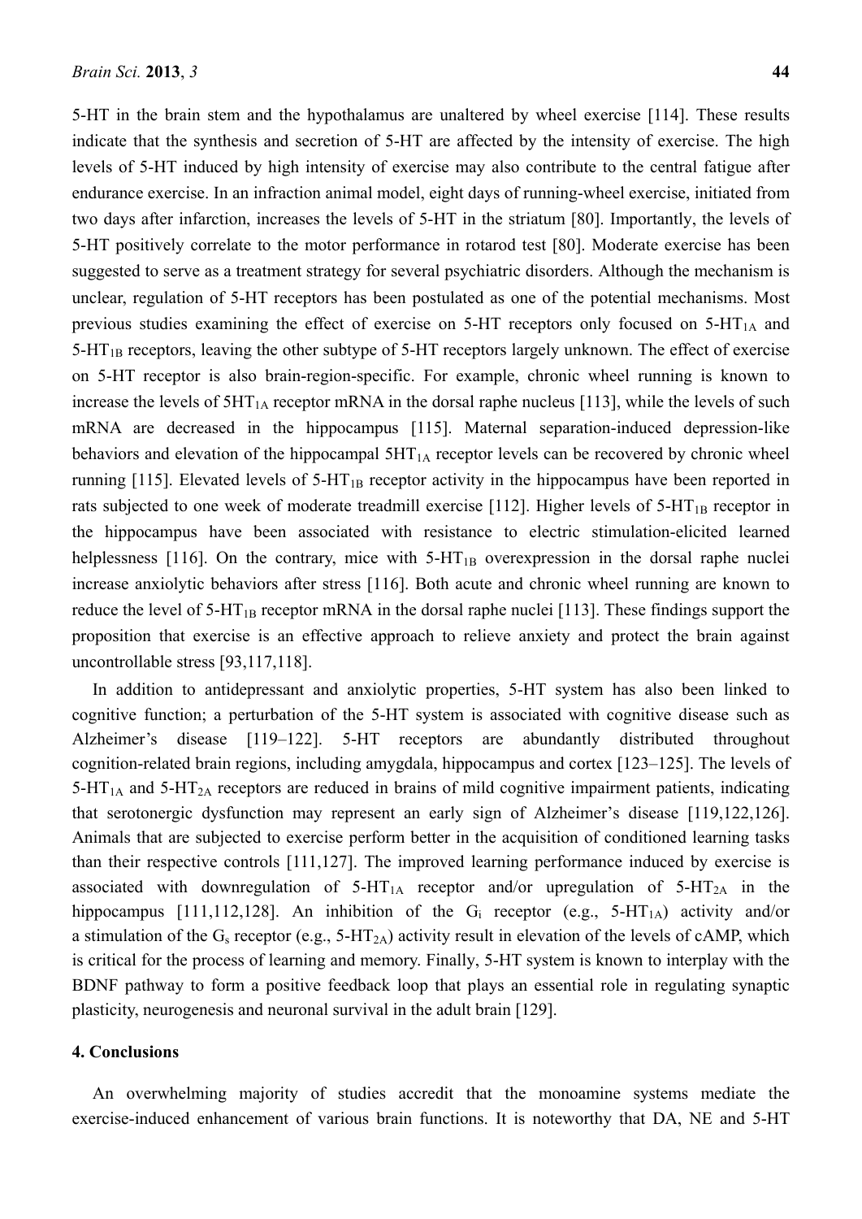5-HT in the brain stem and the hypothalamus are unaltered by wheel exercise [114]. These results indicate that the synthesis and secretion of 5-HT are affected by the intensity of exercise. The high levels of 5-HT induced by high intensity of exercise may also contribute to the central fatigue after endurance exercise. In an infraction animal model, eight days of running-wheel exercise, initiated from two days after infarction, increases the levels of 5-HT in the striatum [80]. Importantly, the levels of 5-HT positively correlate to the motor performance in rotarod test [80]. Moderate exercise has been suggested to serve as a treatment strategy for several psychiatric disorders. Although the mechanism is unclear, regulation of 5-HT receptors has been postulated as one of the potential mechanisms. Most previous studies examining the effect of exercise on 5-HT receptors only focused on 5-HT$_{1A}$ and 5-HT$_{1B}$ receptors, leaving the other subtype of 5-HT receptors largely unknown. The effect of exercise on 5-HT receptor is also brain-region-specific. For example, chronic wheel running is known to increase the levels of 5HT$_{1A}$ receptor mRNA in the dorsal raphe nucleus [113], while the levels of such mRNA are decreased in the hippocampus [115]. Maternal separation-induced depression-like behaviors and elevation of the hippocampal 5HT$_{1A}$ receptor levels can be recovered by chronic wheel running [115]. Elevated levels of 5-HT$_{1B}$ receptor activity in the hippocampus have been reported in rats subjected to one week of moderate treadmill exercise [112]. Higher levels of 5-HT$_{1B}$ receptor in the hippocampus have been associated with resistance to electric stimulation-elicited learned helplessness [116]. On the contrary, mice with 5-HT$_{1B}$ overexpression in the dorsal raphe nuclei increase anxiolytic behaviors after stress [116]. Both acute and chronic wheel running are known to reduce the level of 5-HT$_{1B}$ receptor mRNA in the dorsal raphe nuclei [113]. These findings support the proposition that exercise is an effective approach to relieve anxiety and protect the brain against uncontrollable stress [93,117,118].

In addition to antidepressant and anxiolytic properties, 5-HT system has also been linked to cognitive function; a perturbation of the 5-HT system is associated with cognitive disease such as Alzheimer's disease [119–122]. 5-HT receptors are abundantly distributed throughout cognition-related brain regions, including amygdala, hippocampus and cortex [123–125]. The levels of 5-HT$_{1A}$ and 5-HT$_{2A}$ receptors are reduced in brains of mild cognitive impairment patients, indicating that serotonergic dysfunction may represent an early sign of Alzheimer's disease [119,122,126]. Animals that are subjected to exercise perform better in the acquisition of conditioned learning tasks than their respective controls [111,127]. The improved learning performance induced by exercise is associated with downregulation of 5-HT$_{1A}$ receptor and/or upregulation of 5-HT$_{2A}$ in the hippocampus [111,112,128]. An inhibition of the G$_i$ receptor (e.g., 5-HT$_{1A}$) activity and/or a stimulation of the G$_s$ receptor (e.g., 5-HT$_{2A}$) activity result in elevation of the levels of cAMP, which is critical for the process of learning and memory. Finally, 5-HT system is known to interplay with the BDNF pathway to form a positive feedback loop that plays an essential role in regulating synaptic plasticity, neurogenesis and neuronal survival in the adult brain [129].

## 4. Conclusions

An overwhelming majority of studies accredit that the monoamine systems mediate the exercise-induced enhancement of various brain functions. It is noteworthy that DA, NE and 5-HT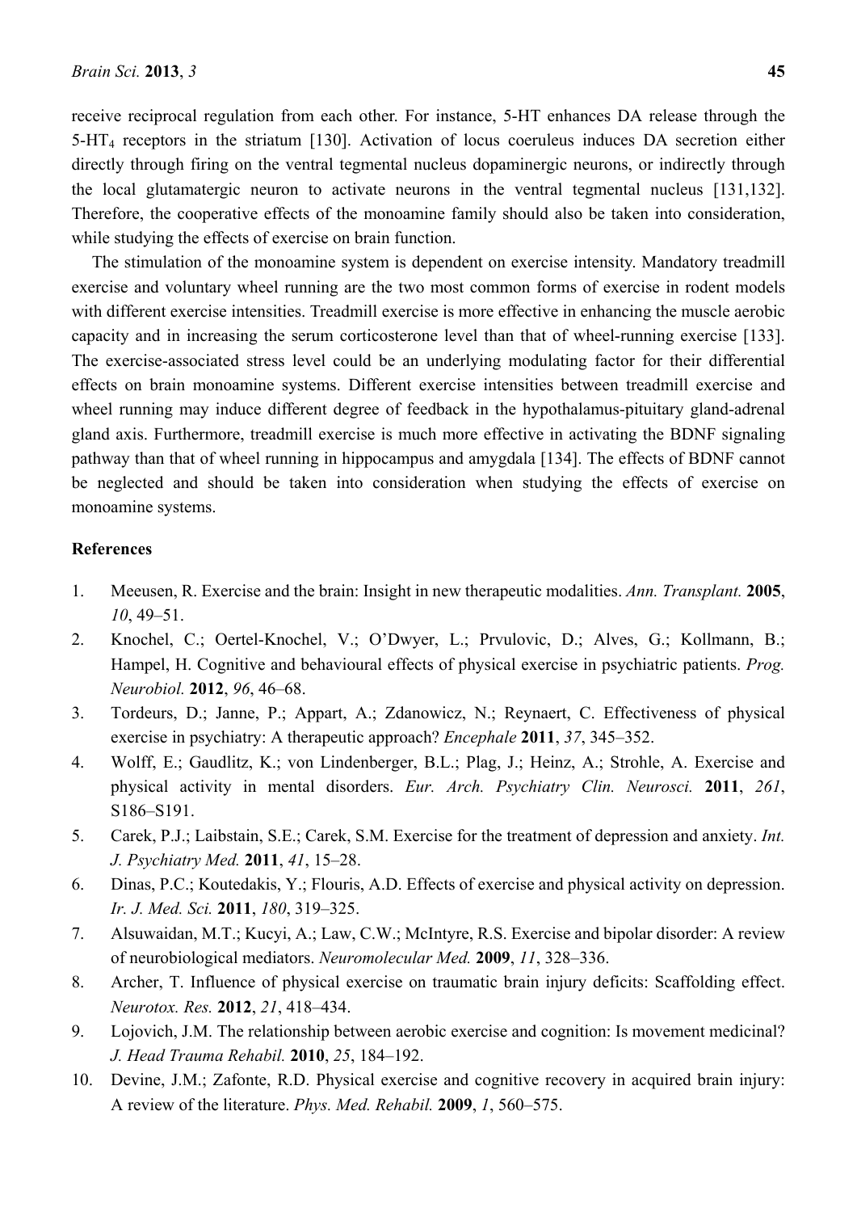receive reciprocal regulation from each other. For instance, 5-HT enhances DA release through the 5-$HT_4$ receptors in the striatum [130]. Activation of locus coeruleus induces DA secretion either directly through firing on the ventral tegmental nucleus dopaminergic neurons, or indirectly through the local glutamatergic neuron to activate neurons in the ventral tegmental nucleus [131,132]. Therefore, the cooperative effects of the monoamine family should also be taken into consideration, while studying the effects of exercise on brain function.

The stimulation of the monoamine system is dependent on exercise intensity. Mandatory treadmill exercise and voluntary wheel running are the two most common forms of exercise in rodent models with different exercise intensities. Treadmill exercise is more effective in enhancing the muscle aerobic capacity and in increasing the serum corticosterone level than that of wheel-running exercise [133]. The exercise-associated stress level could be an underlying modulating factor for their differential effects on brain monoamine systems. Different exercise intensities between treadmill exercise and wheel running may induce different degree of feedback in the hypothalamus-pituitary gland-adrenal gland axis. Furthermore, treadmill exercise is much more effective in activating the BDNF signaling pathway than that of wheel running in hippocampus and amygdala [134]. The effects of BDNF cannot be neglected and should be taken into consideration when studying the effects of exercise on monoamine systems.

## References

1. Meeusen, R. Exercise and the brain: Insight in new therapeutic modalities. *Ann. Transplant.* **2005**, *10*, 49–51.
2. Knochel, C.; Oertel-Knochel, V.; O'Dwyer, L.; Prvulovic, D.; Alves, G.; Kollmann, B.; Hampel, H. Cognitive and behavioural effects of physical exercise in psychiatric patients. *Prog. Neurobiol.* **2012**, *96*, 46–68.
3. Tordeurs, D.; Janne, P.; Appart, A.; Zdanowicz, N.; Reynaert, C. Effectiveness of physical exercise in psychiatry: A therapeutic approach? *Encephale* **2011**, *37*, 345–352.
4. Wolff, E.; Gaudlitz, K.; von Lindenberger, B.L.; Plag, J.; Heinz, A.; Strohle, A. Exercise and physical activity in mental disorders. *Eur. Arch. Psychiatry Clin. Neurosci.* **2011**, *261*, S186–S191.
5. Carek, P.J.; Laibstain, S.E.; Carek, S.M. Exercise for the treatment of depression and anxiety. *Int. J. Psychiatry Med.* **2011**, *41*, 15–28.
6. Dinas, P.C.; Koutedakis, Y.; Flouris, A.D. Effects of exercise and physical activity on depression. *Ir. J. Med. Sci.* **2011**, *180*, 319–325.
7. Alsuwaidan, M.T.; Kucyi, A.; Law, C.W.; McIntyre, R.S. Exercise and bipolar disorder: A review of neurobiological mediators. *Neuromolecular Med.* **2009**, *11*, 328–336.
8. Archer, T. Influence of physical exercise on traumatic brain injury deficits: Scaffolding effect. *Neurotox. Res.* **2012**, *21*, 418–434.
9. Lojovich, J.M. The relationship between aerobic exercise and cognition: Is movement medicinal? *J. Head Trauma Rehabil.* **2010**, *25*, 184–192.
10. Devine, J.M.; Zafonte, R.D. Physical exercise and cognitive recovery in acquired brain injury: A review of the literature. *Phys. Med. Rehabil.* **2009**, *1*, 560–575.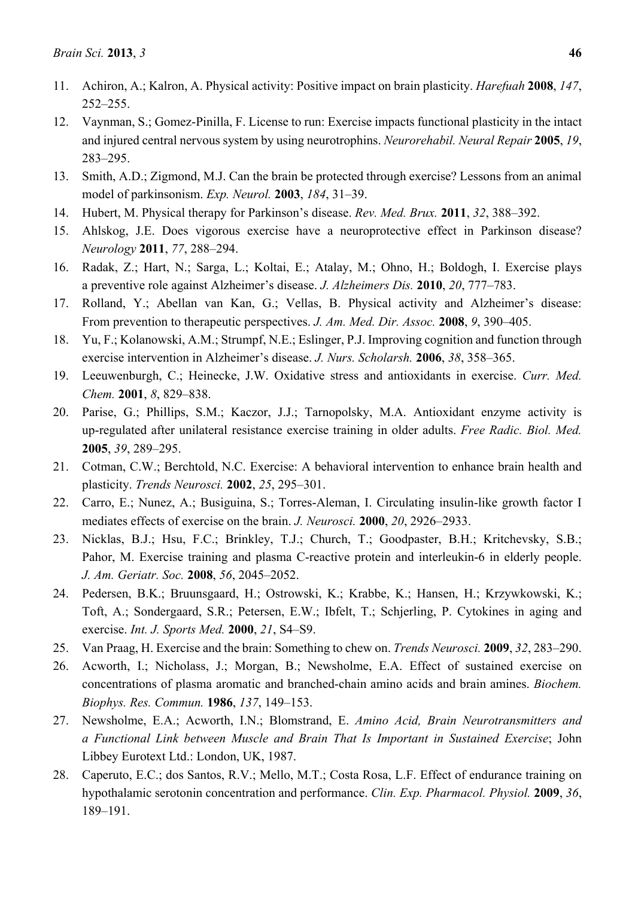11. Achiron, A.; Kalron, A. Physical activity: Positive impact on brain plasticity. *Harefuah* **2008**, *147*, 252–255.
12. Vaynman, S.; Gomez-Pinilla, F. License to run: Exercise impacts functional plasticity in the intact and injured central nervous system by using neurotrophins. *Neurorehabil. Neural Repair* **2005**, *19*, 283–295.
13. Smith, A.D.; Zigmond, M.J. Can the brain be protected through exercise? Lessons from an animal model of parkinsonism. *Exp. Neurol.* **2003**, *184*, 31–39.
14. Hubert, M. Physical therapy for Parkinson's disease. *Rev. Med. Brux.* **2011**, *32*, 388–392.
15. Ahlskog, J.E. Does vigorous exercise have a neuroprotective effect in Parkinson disease? *Neurology* **2011**, *77*, 288–294.
16. Radak, Z.; Hart, N.; Sarga, L.; Koltai, E.; Atalay, M.; Ohno, H.; Boldogh, I. Exercise plays a preventive role against Alzheimer's disease. *J. Alzheimers Dis.* **2010**, *20*, 777–783.
17. Rolland, Y.; Abellan van Kan, G.; Vellas, B. Physical activity and Alzheimer's disease: From prevention to therapeutic perspectives. *J. Am. Med. Dir. Assoc.* **2008**, *9*, 390–405.
18. Yu, F.; Kolanowski, A.M.; Strumpf, N.E.; Eslinger, P.J. Improving cognition and function through exercise intervention in Alzheimer's disease. *J. Nurs. Scholarsh.* **2006**, *38*, 358–365.
19. Leeuwenburgh, C.; Heinecke, J.W. Oxidative stress and antioxidants in exercise. *Curr. Med. Chem.* **2001**, *8*, 829–838.
20. Parise, G.; Phillips, S.M.; Kaczor, J.J.; Tarnopolsky, M.A. Antioxidant enzyme activity is up-regulated after unilateral resistance exercise training in older adults. *Free Radic. Biol. Med.* **2005**, *39*, 289–295.
21. Cotman, C.W.; Berchtold, N.C. Exercise: A behavioral intervention to enhance brain health and plasticity. *Trends Neurosci.* **2002**, *25*, 295–301.
22. Carro, E.; Nunez, A.; Busiguina, S.; Torres-Aleman, I. Circulating insulin-like growth factor I mediates effects of exercise on the brain. *J. Neurosci.* **2000**, *20*, 2926–2933.
23. Nicklas, B.J.; Hsu, F.C.; Brinkley, T.J.; Church, T.; Goodpaster, B.H.; Kritchevsky, S.B.; Pahor, M. Exercise training and plasma C-reactive protein and interleukin-6 in elderly people. *J. Am. Geriatr. Soc.* **2008**, *56*, 2045–2052.
24. Pedersen, B.K.; Bruunsgaard, H.; Ostrowski, K.; Krabbe, K.; Hansen, H.; Krzywkowski, K.; Toft, A.; Sondergaard, S.R.; Petersen, E.W.; Ibfelt, T.; Schjerling, P. Cytokines in aging and exercise. *Int. J. Sports Med.* **2000**, *21*, S4–S9.
25. Van Praag, H. Exercise and the brain: Something to chew on. *Trends Neurosci.* **2009**, *32*, 283–290.
26. Acworth, I.; Nicholass, J.; Morgan, B.; Newsholme, E.A. Effect of sustained exercise on concentrations of plasma aromatic and branched-chain amino acids and brain amines. *Biochem. Biophys. Res. Commun.* **1986**, *137*, 149–153.
27. Newsholme, E.A.; Acworth, I.N.; Blomstrand, E. *Amino Acid, Brain Neurotransmitters and a Functional Link between Muscle and Brain That Is Important in Sustained Exercise*; John Libbey Eurotext Ltd.: London, UK, 1987.
28. Caperuto, E.C.; dos Santos, R.V.; Mello, M.T.; Costa Rosa, L.F. Effect of endurance training on hypothalamic serotonin concentration and performance. *Clin. Exp. Pharmacol. Physiol.* **2009**, *36*, 189–191.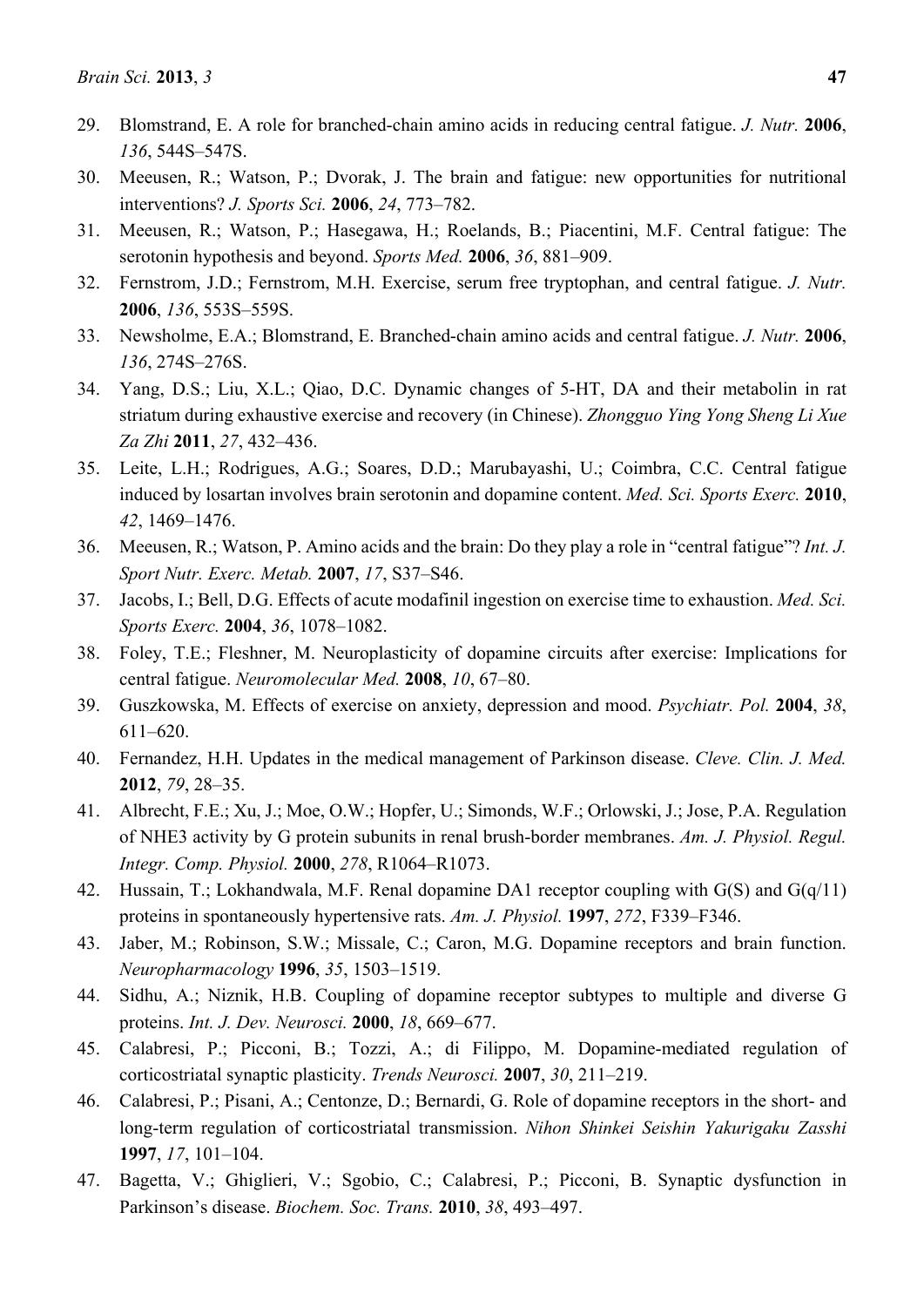29. Blomstrand, E. A role for branched-chain amino acids in reducing central fatigue. *J. Nutr.* **2006**, *136*, 544S–547S.
30. Meeusen, R.; Watson, P.; Dvorak, J. The brain and fatigue: new opportunities for nutritional interventions? *J. Sports Sci.* **2006**, *24*, 773–782.
31. Meeusen, R.; Watson, P.; Hasegawa, H.; Roelands, B.; Piacentini, M.F. Central fatigue: The serotonin hypothesis and beyond. *Sports Med.* **2006**, *36*, 881–909.
32. Fernstrom, J.D.; Fernstrom, M.H. Exercise, serum free tryptophan, and central fatigue. *J. Nutr.* **2006**, *136*, 553S–559S.
33. Newsholme, E.A.; Blomstrand, E. Branched-chain amino acids and central fatigue. *J. Nutr.* **2006**, *136*, 274S–276S.
34. Yang, D.S.; Liu, X.L.; Qiao, D.C. Dynamic changes of 5-HT, DA and their metabolin in rat striatum during exhaustive exercise and recovery (in Chinese). *Zhongguo Ying Yong Sheng Li Xue Za Zhi* **2011**, *27*, 432–436.
35. Leite, L.H.; Rodrigues, A.G.; Soares, D.D.; Marubayashi, U.; Coimbra, C.C. Central fatigue induced by losartan involves brain serotonin and dopamine content. *Med. Sci. Sports Exerc.* **2010**, *42*, 1469–1476.
36. Meeusen, R.; Watson, P. Amino acids and the brain: Do they play a role in "central fatigue"? *Int. J. Sport Nutr. Exerc. Metab.* **2007**, *17*, S37–S46.
37. Jacobs, I.; Bell, D.G. Effects of acute modafinil ingestion on exercise time to exhaustion. *Med. Sci. Sports Exerc.* **2004**, *36*, 1078–1082.
38. Foley, T.E.; Fleshner, M. Neuroplasticity of dopamine circuits after exercise: Implications for central fatigue. *Neuromolecular Med.* **2008**, *10*, 67–80.
39. Guszkowska, M. Effects of exercise on anxiety, depression and mood. *Psychiatr. Pol.* **2004**, *38*, 611–620.
40. Fernandez, H.H. Updates in the medical management of Parkinson disease. *Cleve. Clin. J. Med.* **2012**, *79*, 28–35.
41. Albrecht, F.E.; Xu, J.; Moe, O.W.; Hopfer, U.; Simonds, W.F.; Orlowski, J.; Jose, P.A. Regulation of NHE3 activity by G protein subunits in renal brush-border membranes. *Am. J. Physiol. Regul. Integr. Comp. Physiol.* **2000**, *278*, R1064–R1073.
42. Hussain, T.; Lokhandwala, M.F. Renal dopamine DA1 receptor coupling with G(S) and G(q/11) proteins in spontaneously hypertensive rats. *Am. J. Physiol.* **1997**, *272*, F339–F346.
43. Jaber, M.; Robinson, S.W.; Missale, C.; Caron, M.G. Dopamine receptors and brain function. *Neuropharmacology* **1996**, *35*, 1503–1519.
44. Sidhu, A.; Niznik, H.B. Coupling of dopamine receptor subtypes to multiple and diverse G proteins. *Int. J. Dev. Neurosci.* **2000**, *18*, 669–677.
45. Calabresi, P.; Picconi, B.; Tozzi, A.; di Filippo, M. Dopamine-mediated regulation of corticostriatal synaptic plasticity. *Trends Neurosci.* **2007**, *30*, 211–219.
46. Calabresi, P.; Pisani, A.; Centonze, D.; Bernardi, G. Role of dopamine receptors in the short- and long-term regulation of corticostriatal transmission. *Nihon Shinkei Seishin Yakurigaku Zasshi* **1997**, *17*, 101–104.
47. Bagetta, V.; Ghiglieri, V.; Sgobio, C.; Calabresi, P.; Picconi, B. Synaptic dysfunction in Parkinson's disease. *Biochem. Soc. Trans.* **2010**, *38*, 493–497.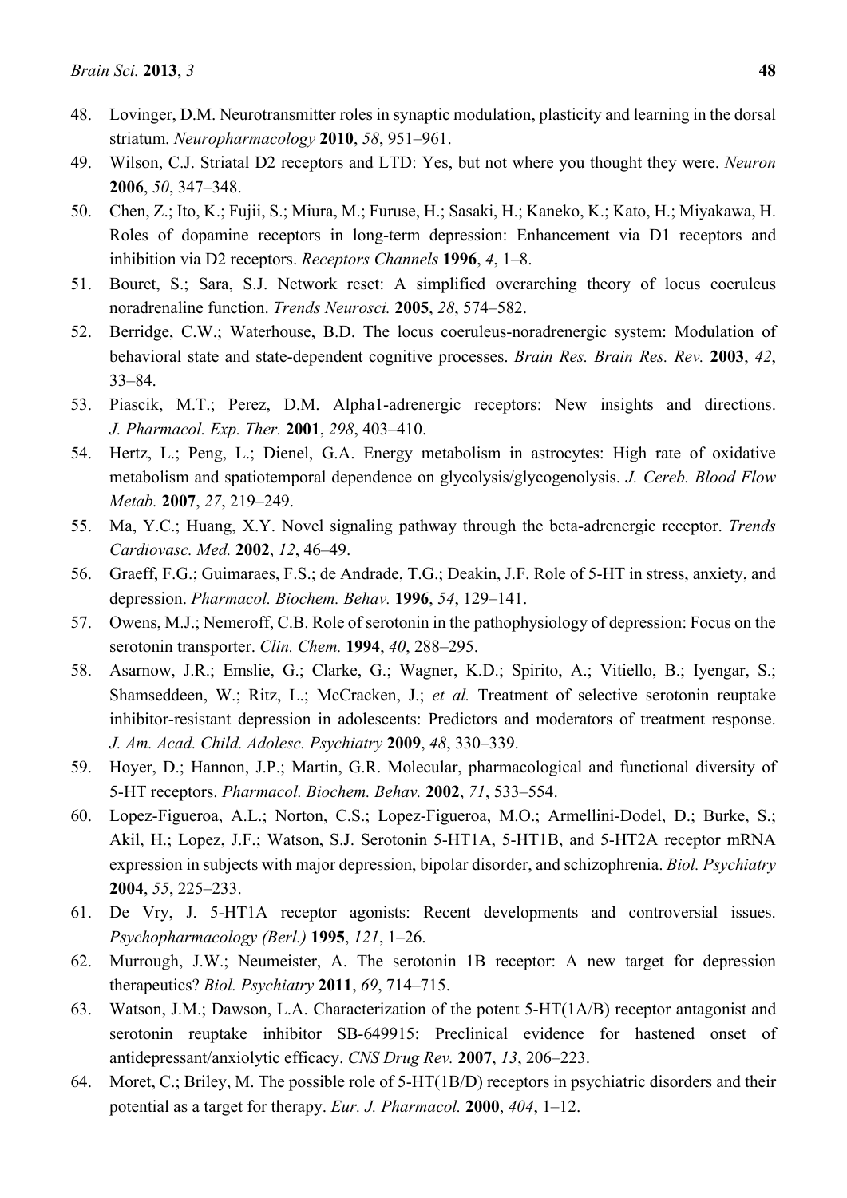48. Lovinger, D.M. Neurotransmitter roles in synaptic modulation, plasticity and learning in the dorsal striatum. *Neuropharmacology* **2010**, *58*, 951–961.
49. Wilson, C.J. Striatal D2 receptors and LTD: Yes, but not where you thought they were. *Neuron* **2006**, *50*, 347–348.
50. Chen, Z.; Ito, K.; Fujii, S.; Miura, M.; Furuse, H.; Sasaki, H.; Kaneko, K.; Kato, H.; Miyakawa, H. Roles of dopamine receptors in long-term depression: Enhancement via D1 receptors and inhibition via D2 receptors. *Receptors Channels* **1996**, *4*, 1–8.
51. Bouret, S.; Sara, S.J. Network reset: A simplified overarching theory of locus coeruleus noradrenaline function. *Trends Neurosci.* **2005**, *28*, 574–582.
52. Berridge, C.W.; Waterhouse, B.D. The locus coeruleus-noradrenergic system: Modulation of behavioral state and state-dependent cognitive processes. *Brain Res. Brain Res. Rev.* **2003**, *42*, 33–84.
53. Piascik, M.T.; Perez, D.M. Alpha1-adrenergic receptors: New insights and directions. *J. Pharmacol. Exp. Ther.* **2001**, *298*, 403–410.
54. Hertz, L.; Peng, L.; Dienel, G.A. Energy metabolism in astrocytes: High rate of oxidative metabolism and spatiotemporal dependence on glycolysis/glycogenolysis. *J. Cereb. Blood Flow Metab.* **2007**, *27*, 219–249.
55. Ma, Y.C.; Huang, X.Y. Novel signaling pathway through the beta-adrenergic receptor. *Trends Cardiovasc. Med.* **2002**, *12*, 46–49.
56. Graeff, F.G.; Guimaraes, F.S.; de Andrade, T.G.; Deakin, J.F. Role of 5-HT in stress, anxiety, and depression. *Pharmacol. Biochem. Behav.* **1996**, *54*, 129–141.
57. Owens, M.J.; Nemeroff, C.B. Role of serotonin in the pathophysiology of depression: Focus on the serotonin transporter. *Clin. Chem.* **1994**, *40*, 288–295.
58. Asarnow, J.R.; Emslie, G.; Clarke, G.; Wagner, K.D.; Spirito, A.; Vitiello, B.; Iyengar, S.; Shamseddeen, W.; Ritz, L.; McCracken, J.; *et al.* Treatment of selective serotonin reuptake inhibitor-resistant depression in adolescents: Predictors and moderators of treatment response. *J. Am. Acad. Child. Adolesc. Psychiatry* **2009**, *48*, 330–339.
59. Hoyer, D.; Hannon, J.P.; Martin, G.R. Molecular, pharmacological and functional diversity of 5-HT receptors. *Pharmacol. Biochem. Behav.* **2002**, *71*, 533–554.
60. Lopez-Figueroa, A.L.; Norton, C.S.; Lopez-Figueroa, M.O.; Armellini-Dodel, D.; Burke, S.; Akil, H.; Lopez, J.F.; Watson, S.J. Serotonin 5-HT1A, 5-HT1B, and 5-HT2A receptor mRNA expression in subjects with major depression, bipolar disorder, and schizophrenia. *Biol. Psychiatry* **2004**, *55*, 225–233.
61. De Vry, J. 5-HT1A receptor agonists: Recent developments and controversial issues. *Psychopharmacology (Berl.)* **1995**, *121*, 1–26.
62. Murrough, J.W.; Neumeister, A. The serotonin 1B receptor: A new target for depression therapeutics? *Biol. Psychiatry* **2011**, *69*, 714–715.
63. Watson, J.M.; Dawson, L.A. Characterization of the potent 5-HT(1A/B) receptor antagonist and serotonin reuptake inhibitor SB-649915: Preclinical evidence for hastened onset of antidepressant/anxiolytic efficacy. *CNS Drug Rev.* **2007**, *13*, 206–223.
64. Moret, C.; Briley, M. The possible role of 5-HT(1B/D) receptors in psychiatric disorders and their potential as a target for therapy. *Eur. J. Pharmacol.* **2000**, *404*, 1–12.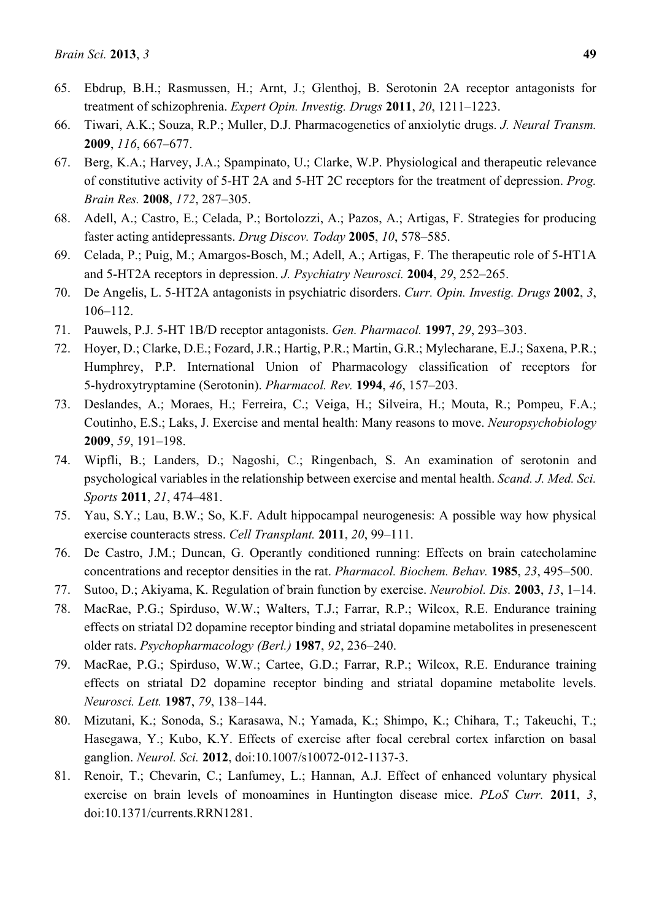65. Ebdrup, B.H.; Rasmussen, H.; Arnt, J.; Glenthoj, B. Serotonin 2A receptor antagonists for treatment of schizophrenia. *Expert Opin. Investig. Drugs* **2011**, *20*, 1211–1223.
66. Tiwari, A.K.; Souza, R.P.; Muller, D.J. Pharmacogenetics of anxiolytic drugs. *J. Neural Transm.* **2009**, *116*, 667–677.
67. Berg, K.A.; Harvey, J.A.; Spampinato, U.; Clarke, W.P. Physiological and therapeutic relevance of constitutive activity of 5-HT 2A and 5-HT 2C receptors for the treatment of depression. *Prog. Brain Res.* **2008**, *172*, 287–305.
68. Adell, A.; Castro, E.; Celada, P.; Bortolozzi, A.; Pazos, A.; Artigas, F. Strategies for producing faster acting antidepressants. *Drug Discov. Today* **2005**, *10*, 578–585.
69. Celada, P.; Puig, M.; Amargos-Bosch, M.; Adell, A.; Artigas, F. The therapeutic role of 5-HT1A and 5-HT2A receptors in depression. *J. Psychiatry Neurosci.* **2004**, *29*, 252–265.
70. De Angelis, L. 5-HT2A antagonists in psychiatric disorders. *Curr. Opin. Investig. Drugs* **2002**, *3*, 106–112.
71. Pauwels, P.J. 5-HT 1B/D receptor antagonists. *Gen. Pharmacol.* **1997**, *29*, 293–303.
72. Hoyer, D.; Clarke, D.E.; Fozard, J.R.; Hartig, P.R.; Martin, G.R.; Mylecharane, E.J.; Saxena, P.R.; Humphrey, P.P. International Union of Pharmacology classification of receptors for 5-hydroxytryptamine (Serotonin). *Pharmacol. Rev.* **1994**, *46*, 157–203.
73. Deslandes, A.; Moraes, H.; Ferreira, C.; Veiga, H.; Silveira, H.; Mouta, R.; Pompeu, F.A.; Coutinho, E.S.; Laks, J. Exercise and mental health: Many reasons to move. *Neuropsychobiology* **2009**, *59*, 191–198.
74. Wipfli, B.; Landers, D.; Nagoshi, C.; Ringenbach, S. An examination of serotonin and psychological variables in the relationship between exercise and mental health. *Scand. J. Med. Sci. Sports* **2011**, *21*, 474–481.
75. Yau, S.Y.; Lau, B.W.; So, K.F. Adult hippocampal neurogenesis: A possible way how physical exercise counteracts stress. *Cell Transplant.* **2011**, *20*, 99–111.
76. De Castro, J.M.; Duncan, G. Operantly conditioned running: Effects on brain catecholamine concentrations and receptor densities in the rat. *Pharmacol. Biochem. Behav.* **1985**, *23*, 495–500.
77. Sutoo, D.; Akiyama, K. Regulation of brain function by exercise. *Neurobiol. Dis.* **2003**, *13*, 1–14.
78. MacRae, P.G.; Spirduso, W.W.; Walters, T.J.; Farrar, R.P.; Wilcox, R.E. Endurance training effects on striatal D2 dopamine receptor binding and striatal dopamine metabolites in presenescent older rats. *Psychopharmacology (Berl.)* **1987**, *92*, 236–240.
79. MacRae, P.G.; Spirduso, W.W.; Cartee, G.D.; Farrar, R.P.; Wilcox, R.E. Endurance training effects on striatal D2 dopamine receptor binding and striatal dopamine metabolite levels. *Neurosci. Lett.* **1987**, *79*, 138–144.
80. Mizutani, K.; Sonoda, S.; Karasawa, N.; Yamada, K.; Shimpo, K.; Chihara, T.; Takeuchi, T.; Hasegawa, Y.; Kubo, K.Y. Effects of exercise after focal cerebral cortex infarction on basal ganglion. *Neurol. Sci.* **2012**, doi:10.1007/s10072-012-1137-3.
81. Renoir, T.; Chevarin, C.; Lanfumey, L.; Hannan, A.J. Effect of enhanced voluntary physical exercise on brain levels of monoamines in Huntington disease mice. *PLoS Curr.* **2011**, *3*, doi:10.1371/currents.RRN1281.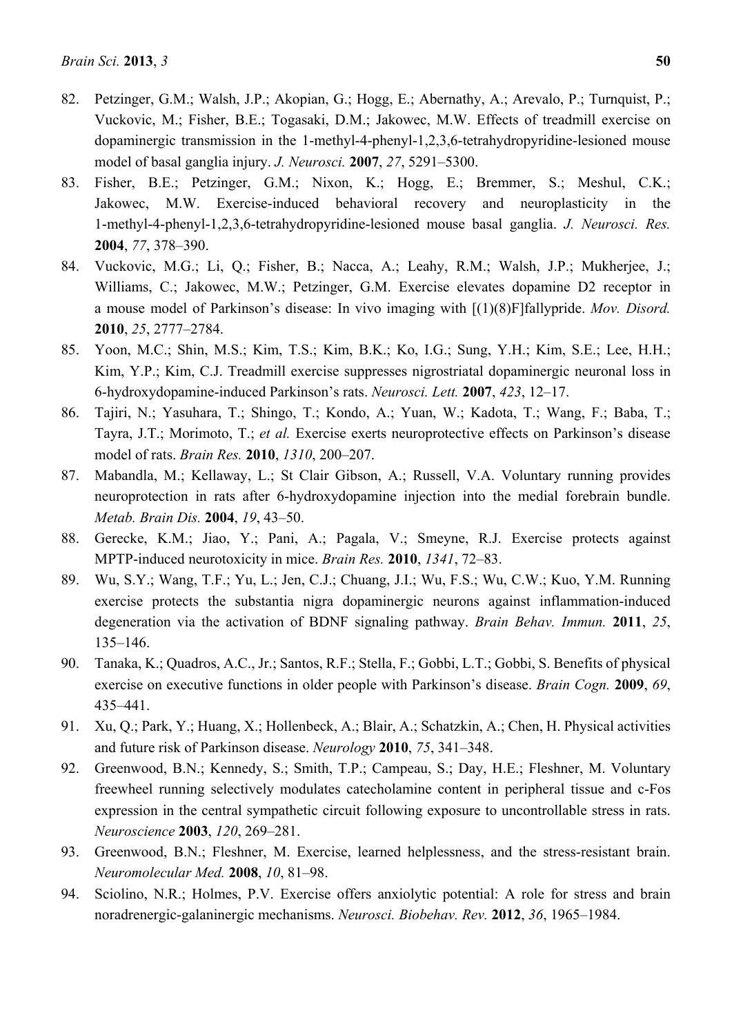82. Petzinger, G.M.; Walsh, J.P.; Akopian, G.; Hogg, E.; Abernathy, A.; Arevalo, P.; Turnquist, P.; Vuckovic, M.; Fisher, B.E.; Togasaki, D.M.; Jakowec, M.W. Effects of treadmill exercise on dopaminergic transmission in the 1-methyl-4-phenyl-1,2,3,6-tetrahydropyridine-lesioned mouse model of basal ganglia injury. *J. Neurosci.* **2007**, *27*, 5291–5300.
83. Fisher, B.E.; Petzinger, G.M.; Nixon, K.; Hogg, E.; Bremmer, S.; Meshul, C.K.; Jakowec, M.W. Exercise-induced behavioral recovery and neuroplasticity in the 1-methyl-4-phenyl-1,2,3,6-tetrahydropyridine-lesioned mouse basal ganglia. *J. Neurosci. Res.* **2004**, *77*, 378–390.
84. Vuckovic, M.G.; Li, Q.; Fisher, B.; Nacca, A.; Leahy, R.M.; Walsh, J.P.; Mukherjee, J.; Williams, C.; Jakowec, M.W.; Petzinger, G.M. Exercise elevates dopamine D2 receptor in a mouse model of Parkinson's disease: In vivo imaging with [(1)(8)F]fallypride. *Mov. Disord.* **2010**, *25*, 2777–2784.
85. Yoon, M.C.; Shin, M.S.; Kim, T.S.; Kim, B.K.; Ko, I.G.; Sung, Y.H.; Kim, S.E.; Lee, H.H.; Kim, Y.P.; Kim, C.J. Treadmill exercise suppresses nigrostriatal dopaminergic neuronal loss in 6-hydroxydopamine-induced Parkinson's rats. *Neurosci. Lett.* **2007**, *423*, 12–17.
86. Tajiri, N.; Yasuhara, T.; Shingo, T.; Kondo, A.; Yuan, W.; Kadota, T.; Wang, F.; Baba, T.; Tayra, J.T.; Morimoto, T.; *et al.* Exercise exerts neuroprotective effects on Parkinson's disease model of rats. *Brain Res.* **2010**, *1310*, 200–207.
87. Mabandla, M.; Kellaway, L.; St Clair Gibson, A.; Russell, V.A. Voluntary running provides neuroprotection in rats after 6-hydroxydopamine injection into the medial forebrain bundle. *Metab. Brain Dis.* **2004**, *19*, 43–50.
88. Gerecke, K.M.; Jiao, Y.; Pani, A.; Pagala, V.; Smeyne, R.J. Exercise protects against MPTP-induced neurotoxicity in mice. *Brain Res.* **2010**, *1341*, 72–83.
89. Wu, S.Y.; Wang, T.F.; Yu, L.; Jen, C.J.; Chuang, J.I.; Wu, F.S.; Wu, C.W.; Kuo, Y.M. Running exercise protects the substantia nigra dopaminergic neurons against inflammation-induced degeneration via the activation of BDNF signaling pathway. *Brain Behav. Immun.* **2011**, *25*, 135–146.
90. Tanaka, K.; Quadros, A.C., Jr.; Santos, R.F.; Stella, F.; Gobbi, L.T.; Gobbi, S. Benefits of physical exercise on executive functions in older people with Parkinson's disease. *Brain Cogn.* **2009**, *69*, 435–441.
91. Xu, Q.; Park, Y.; Huang, X.; Hollenbeck, A.; Blair, A.; Schatzkin, A.; Chen, H. Physical activities and future risk of Parkinson disease. *Neurology* **2010**, *75*, 341–348.
92. Greenwood, B.N.; Kennedy, S.; Smith, T.P.; Campeau, S.; Day, H.E.; Fleshner, M. Voluntary freewheel running selectively modulates catecholamine content in peripheral tissue and c-Fos expression in the central sympathetic circuit following exposure to uncontrollable stress in rats. *Neuroscience* **2003**, *120*, 269–281.
93. Greenwood, B.N.; Fleshner, M. Exercise, learned helplessness, and the stress-resistant brain. *Neuromolecular Med.* **2008**, *10*, 81–98.
94. Sciolino, N.R.; Holmes, P.V. Exercise offers anxiolytic potential: A role for stress and brain noradrenergic-galaninergic mechanisms. *Neurosci. Biobehav. Rev.* **2012**, *36*, 1965–1984.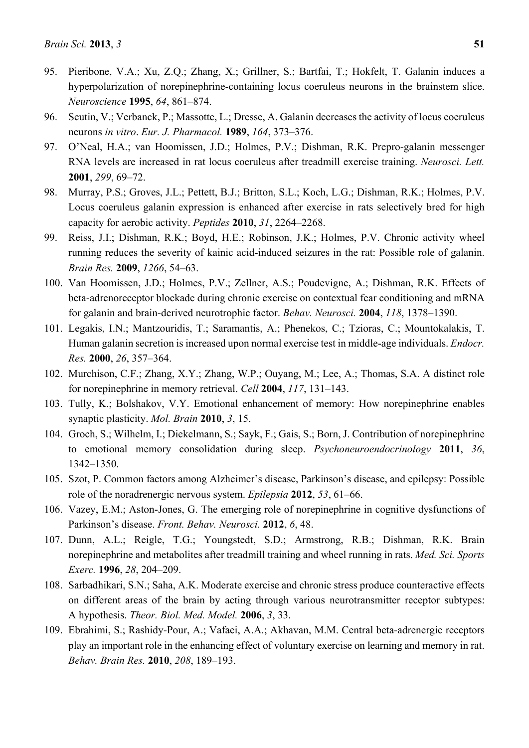95. Pieribone, V.A.; Xu, Z.Q.; Zhang, X.; Grillner, S.; Bartfai, T.; Hokfelt, T. Galanin induces a hyperpolarization of norepinephrine-containing locus coeruleus neurons in the brainstem slice. *Neuroscience* **1995**, *64*, 861–874.
96. Seutin, V.; Verbanck, P.; Massotte, L.; Dresse, A. Galanin decreases the activity of locus coeruleus neurons *in vitro*. *Eur. J. Pharmacol.* **1989**, *164*, 373–376.
97. O'Neal, H.A.; van Hoomissen, J.D.; Holmes, P.V.; Dishman, R.K. Prepro-galanin messenger RNA levels are increased in rat locus coeruleus after treadmill exercise training. *Neurosci. Lett.* **2001**, *299*, 69–72.
98. Murray, P.S.; Groves, J.L.; Pettett, B.J.; Britton, S.L.; Koch, L.G.; Dishman, R.K.; Holmes, P.V. Locus coeruleus galanin expression is enhanced after exercise in rats selectively bred for high capacity for aerobic activity. *Peptides* **2010**, *31*, 2264–2268.
99. Reiss, J.I.; Dishman, R.K.; Boyd, H.E.; Robinson, J.K.; Holmes, P.V. Chronic activity wheel running reduces the severity of kainic acid-induced seizures in the rat: Possible role of galanin. *Brain Res.* **2009**, *1266*, 54–63.
100. Van Hoomissen, J.D.; Holmes, P.V.; Zellner, A.S.; Poudevigne, A.; Dishman, R.K. Effects of beta-adrenoreceptor blockade during chronic exercise on contextual fear conditioning and mRNA for galanin and brain-derived neurotrophic factor. *Behav. Neurosci.* **2004**, *118*, 1378–1390.
101. Legakis, I.N.; Mantzouridis, T.; Saramantis, A.; Phenekos, C.; Tzioras, C.; Mountokalakis, T. Human galanin secretion is increased upon normal exercise test in middle-age individuals. *Endocr. Res.* **2000**, *26*, 357–364.
102. Murchison, C.F.; Zhang, X.Y.; Zhang, W.P.; Ouyang, M.; Lee, A.; Thomas, S.A. A distinct role for norepinephrine in memory retrieval. *Cell* **2004**, *117*, 131–143.
103. Tully, K.; Bolshakov, V.Y. Emotional enhancement of memory: How norepinephrine enables synaptic plasticity. *Mol. Brain* **2010**, *3*, 15.
104. Groch, S.; Wilhelm, I.; Diekelmann, S.; Sayk, F.; Gais, S.; Born, J. Contribution of norepinephrine to emotional memory consolidation during sleep. *Psychoneuroendocrinology* **2011**, *36*, 1342–1350.
105. Szot, P. Common factors among Alzheimer's disease, Parkinson's disease, and epilepsy: Possible role of the noradrenergic nervous system. *Epilepsia* **2012**, *53*, 61–66.
106. Vazey, E.M.; Aston-Jones, G. The emerging role of norepinephrine in cognitive dysfunctions of Parkinson's disease. *Front. Behav. Neurosci.* **2012**, *6*, 48.
107. Dunn, A.L.; Reigle, T.G.; Youngstedt, S.D.; Armstrong, R.B.; Dishman, R.K. Brain norepinephrine and metabolites after treadmill training and wheel running in rats. *Med. Sci. Sports Exerc.* **1996**, *28*, 204–209.
108. Sarbadhikari, S.N.; Saha, A.K. Moderate exercise and chronic stress produce counteractive effects on different areas of the brain by acting through various neurotransmitter receptor subtypes: A hypothesis. *Theor. Biol. Med. Model.* **2006**, *3*, 33.
109. Ebrahimi, S.; Rashidy-Pour, A.; Vafaei, A.A.; Akhavan, M.M. Central beta-adrenergic receptors play an important role in the enhancing effect of voluntary exercise on learning and memory in rat. *Behav. Brain Res.* **2010**, *208*, 189–193.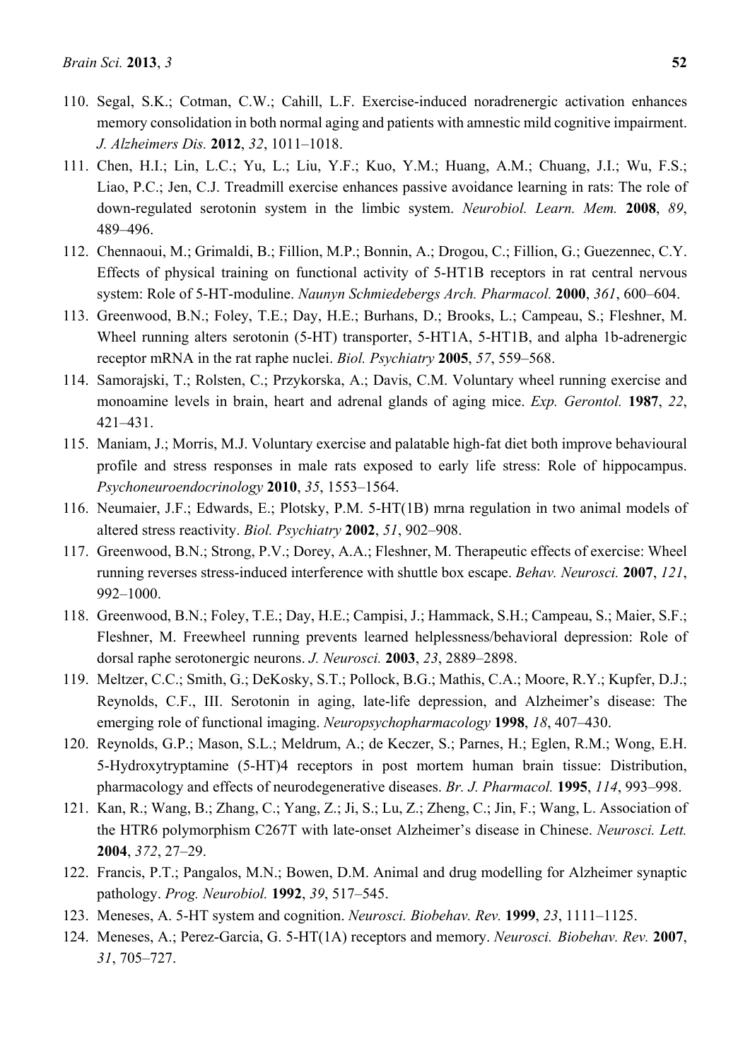110. Segal, S.K.; Cotman, C.W.; Cahill, L.F. Exercise-induced noradrenergic activation enhances memory consolidation in both normal aging and patients with amnestic mild cognitive impairment. *J. Alzheimers Dis.* **2012**, *32*, 1011–1018.
111. Chen, H.I.; Lin, L.C.; Yu, L.; Liu, Y.F.; Kuo, Y.M.; Huang, A.M.; Chuang, J.I.; Wu, F.S.; Liao, P.C.; Jen, C.J. Treadmill exercise enhances passive avoidance learning in rats: The role of down-regulated serotonin system in the limbic system. *Neurobiol. Learn. Mem.* **2008**, *89*, 489–496.
112. Chennaoui, M.; Grimaldi, B.; Fillion, M.P.; Bonnin, A.; Drogou, C.; Fillion, G.; Guezennec, C.Y. Effects of physical training on functional activity of 5-HT1B receptors in rat central nervous system: Role of 5-HT-moduline. *Naunyn Schmiedebergs Arch. Pharmacol.* **2000**, *361*, 600–604.
113. Greenwood, B.N.; Foley, T.E.; Day, H.E.; Burhans, D.; Brooks, L.; Campeau, S.; Fleshner, M. Wheel running alters serotonin (5-HT) transporter, 5-HT1A, 5-HT1B, and alpha 1b-adrenergic receptor mRNA in the rat raphe nuclei. *Biol. Psychiatry* **2005**, *57*, 559–568.
114. Samorajski, T.; Rolsten, C.; Przykorska, A.; Davis, C.M. Voluntary wheel running exercise and monoamine levels in brain, heart and adrenal glands of aging mice. *Exp. Gerontol.* **1987**, *22*, 421–431.
115. Maniam, J.; Morris, M.J. Voluntary exercise and palatable high-fat diet both improve behavioural profile and stress responses in male rats exposed to early life stress: Role of hippocampus. *Psychoneuroendocrinology* **2010**, *35*, 1553–1564.
116. Neumaier, J.F.; Edwards, E.; Plotsky, P.M. 5-HT(1B) mrna regulation in two animal models of altered stress reactivity. *Biol. Psychiatry* **2002**, *51*, 902–908.
117. Greenwood, B.N.; Strong, P.V.; Dorey, A.A.; Fleshner, M. Therapeutic effects of exercise: Wheel running reverses stress-induced interference with shuttle box escape. *Behav. Neurosci.* **2007**, *121*, 992–1000.
118. Greenwood, B.N.; Foley, T.E.; Day, H.E.; Campisi, J.; Hammack, S.H.; Campeau, S.; Maier, S.F.; Fleshner, M. Freewheel running prevents learned helplessness/behavioral depression: Role of dorsal raphe serotonergic neurons. *J. Neurosci.* **2003**, *23*, 2889–2898.
119. Meltzer, C.C.; Smith, G.; DeKosky, S.T.; Pollock, B.G.; Mathis, C.A.; Moore, R.Y.; Kupfer, D.J.; Reynolds, C.F., III. Serotonin in aging, late-life depression, and Alzheimer's disease: The emerging role of functional imaging. *Neuropsychopharmacology* **1998**, *18*, 407–430.
120. Reynolds, G.P.; Mason, S.L.; Meldrum, A.; de Keczer, S.; Parnes, H.; Eglen, R.M.; Wong, E.H. 5-Hydroxytryptamine (5-HT)4 receptors in post mortem human brain tissue: Distribution, pharmacology and effects of neurodegenerative diseases. *Br. J. Pharmacol.* **1995**, *114*, 993–998.
121. Kan, R.; Wang, B.; Zhang, C.; Yang, Z.; Ji, S.; Lu, Z.; Zheng, C.; Jin, F.; Wang, L. Association of the HTR6 polymorphism C267T with late-onset Alzheimer's disease in Chinese. *Neurosci. Lett.* **2004**, *372*, 27–29.
122. Francis, P.T.; Pangalos, M.N.; Bowen, D.M. Animal and drug modelling for Alzheimer synaptic pathology. *Prog. Neurobiol.* **1992**, *39*, 517–545.
123. Meneses, A. 5-HT system and cognition. *Neurosci. Biobehav. Rev.* **1999**, *23*, 1111–1125.
124. Meneses, A.; Perez-Garcia, G. 5-HT(1A) receptors and memory. *Neurosci. Biobehav. Rev.* **2007**, *31*, 705–727.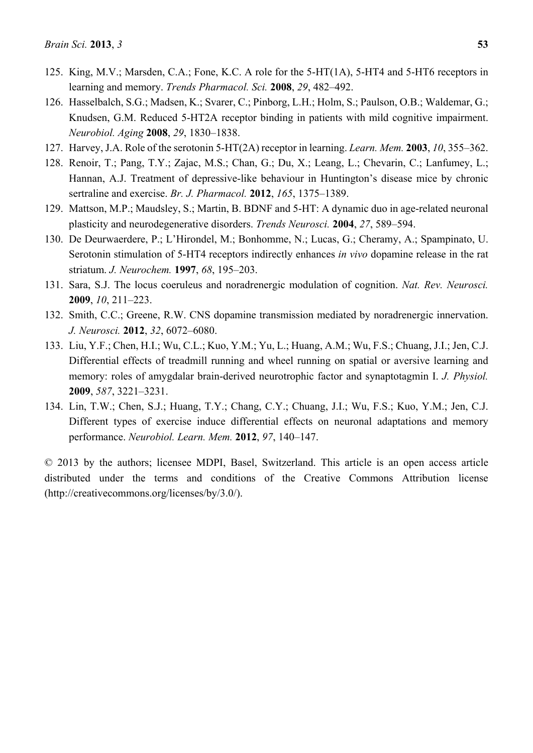125. King, M.V.; Marsden, C.A.; Fone, K.C. A role for the 5-HT(1A), 5-HT4 and 5-HT6 receptors in learning and memory. *Trends Pharmacol. Sci.* **2008**, *29*, 482–492.
126. Hasselbalch, S.G.; Madsen, K.; Svarer, C.; Pinborg, L.H.; Holm, S.; Paulson, O.B.; Waldemar, G.; Knudsen, G.M. Reduced 5-HT2A receptor binding in patients with mild cognitive impairment. *Neurobiol. Aging* **2008**, *29*, 1830–1838.
127. Harvey, J.A. Role of the serotonin 5-HT(2A) receptor in learning. *Learn. Mem.* **2003**, *10*, 355–362.
128. Renoir, T.; Pang, T.Y.; Zajac, M.S.; Chan, G.; Du, X.; Leang, L.; Chevarin, C.; Lanfumey, L.; Hannan, A.J. Treatment of depressive-like behaviour in Huntington's disease mice by chronic sertraline and exercise. *Br. J. Pharmacol.* **2012**, *165*, 1375–1389.
129. Mattson, M.P.; Maudsley, S.; Martin, B. BDNF and 5-HT: A dynamic duo in age-related neuronal plasticity and neurodegenerative disorders. *Trends Neurosci.* **2004**, *27*, 589–594.
130. De Deurwaerdere, P.; L'Hirondel, M.; Bonhomme, N.; Lucas, G.; Cheramy, A.; Spampinato, U. Serotonin stimulation of 5-HT4 receptors indirectly enhances *in vivo* dopamine release in the rat striatum. *J. Neurochem.* **1997**, *68*, 195–203.
131. Sara, S.J. The locus coeruleus and noradrenergic modulation of cognition. *Nat. Rev. Neurosci.* **2009**, *10*, 211–223.
132. Smith, C.C.; Greene, R.W. CNS dopamine transmission mediated by noradrenergic innervation. *J. Neurosci.* **2012**, *32*, 6072–6080.
133. Liu, Y.F.; Chen, H.I.; Wu, C.L.; Kuo, Y.M.; Yu, L.; Huang, A.M.; Wu, F.S.; Chuang, J.I.; Jen, C.J. Differential effects of treadmill running and wheel running on spatial or aversive learning and memory: roles of amygdalar brain-derived neurotrophic factor and synaptotagmin I. *J. Physiol.* **2009**, *587*, 3221–3231.
134. Lin, T.W.; Chen, S.J.; Huang, T.Y.; Chang, C.Y.; Chuang, J.I.; Wu, F.S.; Kuo, Y.M.; Jen, C.J. Different types of exercise induce differential effects on neuronal adaptations and memory performance. *Neurobiol. Learn. Mem.* **2012**, *97*, 140–147.

© 2013 by the authors; licensee MDPI, Basel, Switzerland. This article is an open access article distributed under the terms and conditions of the Creative Commons Attribution license (http://creativecommons.org/licenses/by/3.0/).